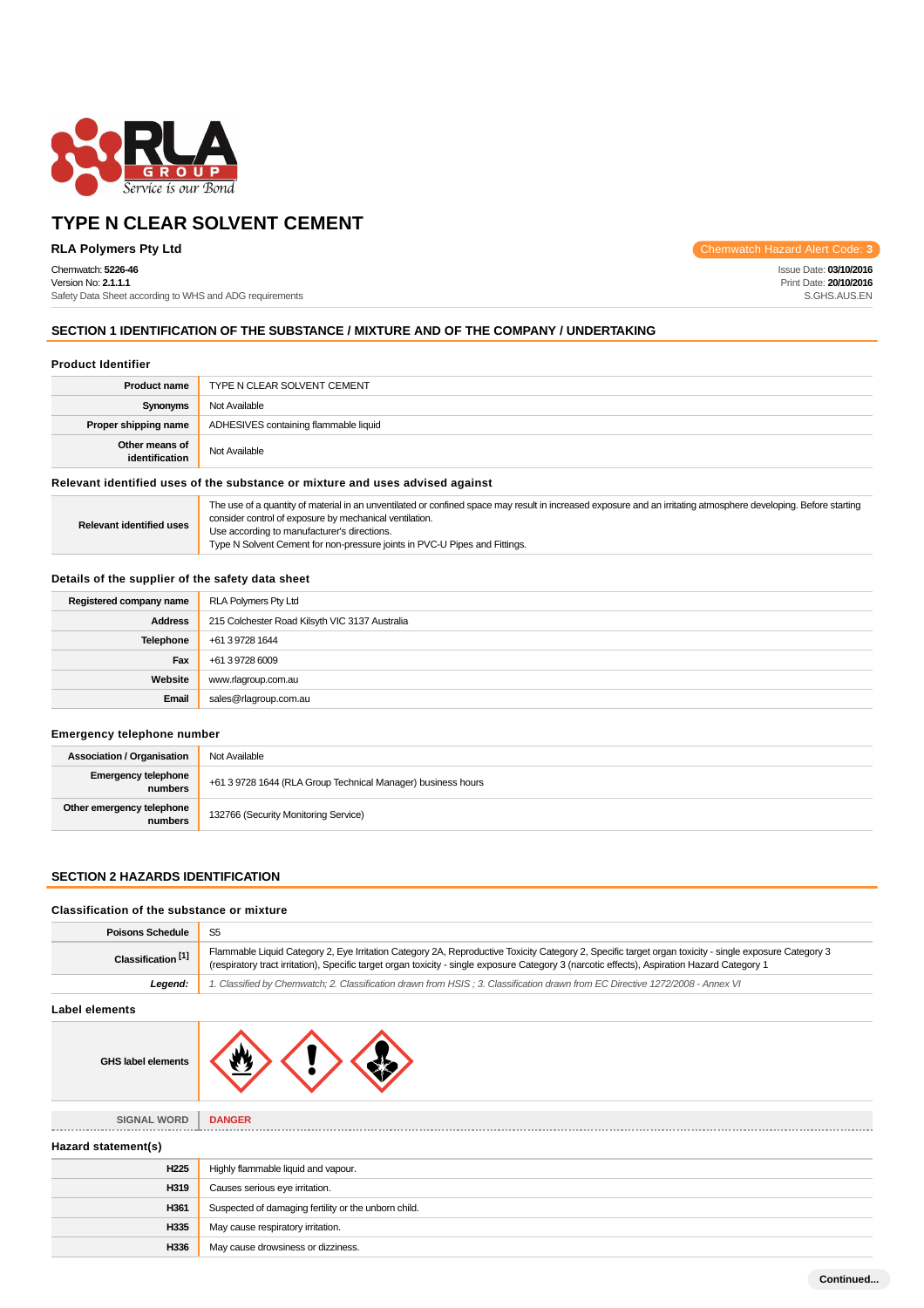# TYPE N CLEAR SOLVENT CEMENT

**RLA Polymers Pty Ltd**

Chemwatch Hazard Alert Code: **3**

Chemwatch: **5226-46**
Version No: **2.1.1.1**
Safety Data Sheet according to WHS and ADG requirements

Issue Date: **03/10/2016**
Print Date: **20/10/2016**
S.GHS.AUS.EN

## SECTION 1 IDENTIFICATION OF THE SUBSTANCE / MIXTURE AND OF THE COMPANY / UNDERTAKING

### Product Identifier

| | |
|---|---|
| **Product name** | TYPE N CLEAR SOLVENT CEMENT |
| **Synonyms** | Not Available |
| **Proper shipping name** | ADHESIVES containing flammable liquid |
| **Other means of identification** | Not Available |

### Relevant identified uses of the substance or mixture and uses advised against

| | |
|---|---|
| **Relevant identified uses** | The use of a quantity of material in an unventilated or confined space may result in increased exposure and an irritating atmosphere developing. Before starting consider control of exposure by mechanical ventilation.<br>Use according to manufacturer's directions.<br>Type N Solvent Cement for non-pressure joints in PVC-U Pipes and Fittings. |

### Details of the supplier of the safety data sheet

| | |
|---|---|
| **Registered company name** | RLA Polymers Pty Ltd |
| **Address** | 215 Colchester Road Kilsyth VIC 3137 Australia |
| **Telephone** | +61 3 9728 1644 |
| **Fax** | +61 3 9728 6009 |
| **Website** | www.rlagroup.com.au |
| **Email** | sales@rlagroup.com.au |

### Emergency telephone number

| | |
|---|---|
| **Association / Organisation** | Not Available |
| **Emergency telephone numbers** | +61 3 9728 1644 (RLA Group Technical Manager) business hours |
| **Other emergency telephone numbers** | 132766 (Security Monitoring Service) |

## SECTION 2 HAZARDS IDENTIFICATION

### Classification of the substance or mixture

| | |
|---|---|
| **Poisons Schedule** | S5 |
| **Classification [1]** | Flammable Liquid Category 2, Eye Irritation Category 2A, Reproductive Toxicity Category 2, Specific target organ toxicity - single exposure Category 3 (respiratory tract irritation), Specific target organ toxicity - single exposure Category 3 (narcotic effects), Aspiration Hazard Category 1 |
| ***Legend:*** | *1. Classified by Chemwatch; 2. Classification drawn from HSIS ; 3. Classification drawn from EC Directive 1272/2008 - Annex VI* |

### Label elements

| | |
|---|---|
| **GHS label elements** | |
| **SIGNAL WORD** | **DANGER** |

### Hazard statement(s)

| | |
|---|---|
| **H225** | Highly flammable liquid and vapour. |
| **H319** | Causes serious eye irritation. |
| **H361** | Suspected of damaging fertility or the unborn child. |
| **H335** | May cause respiratory irritation. |
| **H336** | May cause drowsiness or dizziness. |

**Continued...**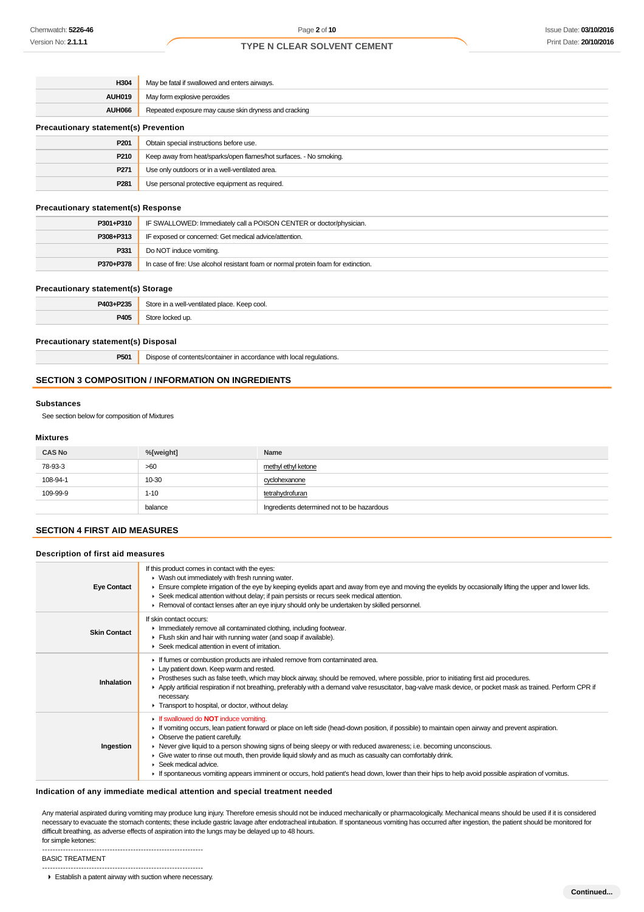| | |
|---|---|
| **H304** | May be fatal if swallowed and enters airways. |
| **AUH019** | May form explosive peroxides |
| **AUH066** | Repeated exposure may cause skin dryness and cracking |

### Precautionary statement(s) Prevention

| | |
|---|---|
| **P201** | Obtain special instructions before use. |
| **P210** | Keep away from heat/sparks/open flames/hot surfaces. - No smoking. |
| **P271** | Use only outdoors or in a well-ventilated area. |
| **P281** | Use personal protective equipment as required. |

### Precautionary statement(s) Response

| | |
|---|---|
| **P301+P310** | IF SWALLOWED: Immediately call a POISON CENTER or doctor/physician. |
| **P308+P313** | IF exposed or concerned: Get medical advice/attention. |
| **P331** | Do NOT induce vomiting. |
| **P370+P378** | In case of fire: Use alcohol resistant foam or normal protein foam for extinction. |

### Precautionary statement(s) Storage

| | |
|---|---|
| **P403+P235** | Store in a well-ventilated place. Keep cool. |
| **P405** | Store locked up. |

### Precautionary statement(s) Disposal

| | |
|---|---|
| **P501** | Dispose of contents/container in accordance with local regulations. |

## SECTION 3 COMPOSITION / INFORMATION ON INGREDIENTS

### Substances

See section below for composition of Mixtures

### Mixtures

| CAS No | %[weight] | Name |
|---|---|---|
| 78-93-3 | >60 | methyl ethyl ketone |
| 108-94-1 | 10-30 | cyclohexanone |
| 109-99-9 | 1-10 | tetrahydrofuran |
| | balance | Ingredients determined not to be hazardous |

## SECTION 4 FIRST AID MEASURES

### Description of first aid measures

| | |
|---|---|
| **Eye Contact** | If this product comes in contact with the eyes:<br>▸ Wash out immediately with fresh running water.<br>▸ Ensure complete irrigation of the eye by keeping eyelids apart and away from eye and moving the eyelids by occasionally lifting the upper and lower lids.<br>▸ Seek medical attention without delay; if pain persists or recurs seek medical attention.<br>▸ Removal of contact lenses after an eye injury should only be undertaken by skilled personnel. |
| **Skin Contact** | If skin contact occurs:<br>▸ Immediately remove all contaminated clothing, including footwear.<br>▸ Flush skin and hair with running water (and soap if available).<br>▸ Seek medical attention in event of irritation. |
| **Inhalation** | ▸ If fumes or combustion products are inhaled remove from contaminated area.<br>▸ Lay patient down. Keep warm and rested.<br>▸ Prostheses such as false teeth, which may block airway, should be removed, where possible, prior to initiating first aid procedures.<br>▸ Apply artificial respiration if not breathing, preferably with a demand valve resuscitator, bag-valve mask device, or pocket mask as trained. Perform CPR if necessary.<br>▸ Transport to hospital, or doctor, without delay. |
| **Ingestion** | ▸ If swallowed do **NOT** induce vomiting.<br>▸ If vomiting occurs, lean patient forward or place on left side (head-down position, if possible) to maintain open airway and prevent aspiration.<br>▸ Observe the patient carefully.<br>▸ Never give liquid to a person showing signs of being sleepy or with reduced awareness; i.e. becoming unconscious.<br>▸ Give water to rinse out mouth, then provide liquid slowly and as much as casualty can comfortably drink.<br>▸ Seek medical advice.<br>▸ If spontaneous vomiting appears imminent or occurs, hold patient's head down, lower than their hips to help avoid possible aspiration of vomitus. |

### Indication of any immediate medical attention and special treatment needed

Any material aspirated during vomiting may produce lung injury. Therefore emesis should not be induced mechanically or pharmacologically. Mechanical means should be used if it is considered necessary to evacuate the stomach contents; these include gastric lavage after endotracheal intubation. If spontaneous vomiting has occurred after ingestion, the patient should be monitored for difficult breathing, as adverse effects of aspiration into the lungs may be delayed up to 48 hours.
for simple ketones:

--------------------------------------------------------------

BASIC TREATMENT

--------------------------------------------------------------

▸ Establish a patent airway with suction where necessary.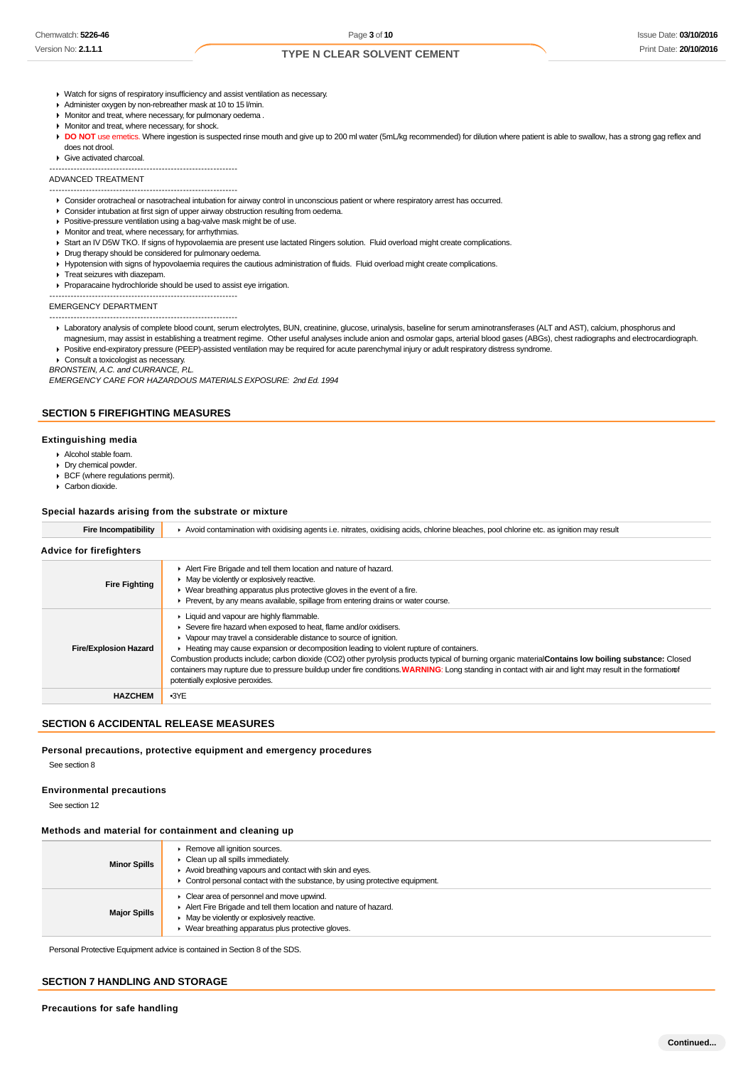- Watch for signs of respiratory insufficiency and assist ventilation as necessary.
- Administer oxygen by non-rebreather mask at 10 to 15 l/min.
- Monitor and treat, where necessary, for pulmonary oedema .
- Monitor and treat, where necessary, for shock.
- **DO NOT** use emetics. Where ingestion is suspected rinse mouth and give up to 200 ml water (5mL/kg recommended) for dilution where patient is able to swallow, has a strong gag reflex and does not drool.
- Give activated charcoal.

--------------------------------------------------------------

ADVANCED TREATMENT

--------------------------------------------------------------

- Consider orotracheal or nasotracheal intubation for airway control in unconscious patient or where respiratory arrest has occurred.
- Consider intubation at first sign of upper airway obstruction resulting from oedema.
- Positive-pressure ventilation using a bag-valve mask might be of use.
- Monitor and treat, where necessary, for arrhythmias.
- Start an IV D5W TKO. If signs of hypovolaemia are present use lactated Ringers solution. Fluid overload might create complications.
- Drug therapy should be considered for pulmonary oedema.
- Hypotension with signs of hypovolaemia requires the cautious administration of fluids. Fluid overload might create complications.
- Treat seizures with diazepam.
- Proparacaine hydrochloride should be used to assist eye irrigation.

--------------------------------------------------------------

EMERGENCY DEPARTMENT

--------------------------------------------------------------

- Laboratory analysis of complete blood count, serum electrolytes, BUN, creatinine, glucose, urinalysis, baseline for serum aminotransferases (ALT and AST), calcium, phosphorus and magnesium, may assist in establishing a treatment regime. Other useful analyses include anion and osmolar gaps, arterial blood gases (ABGs), chest radiographs and electrocardiograph.
- Positive end-expiratory pressure (PEEP)-assisted ventilation may be required for acute parenchymal injury or adult respiratory distress syndrome.
- Consult a toxicologist as necessary.

*BRONSTEIN, A.C. and CURRANCE, P.L.*
*EMERGENCY CARE FOR HAZARDOUS MATERIALS EXPOSURE: 2nd Ed. 1994*

## SECTION 5 FIREFIGHTING MEASURES

### Extinguishing media

- Alcohol stable foam.
- Dry chemical powder.
- BCF (where regulations permit).
- Carbon dioxide.

### Special hazards arising from the substrate or mixture

| | |
|---|---|
| **Fire Incompatibility** | Avoid contamination with oxidising agents i.e. nitrates, oxidising acids, chlorine bleaches, pool chlorine etc. as ignition may result |

### Advice for firefighters

| | |
|---|---|
| **Fire Fighting** | Alert Fire Brigade and tell them location and nature of hazard.<br>May be violently or explosively reactive.<br>Wear breathing apparatus plus protective gloves in the event of a fire.<br>Prevent, by any means available, spillage from entering drains or water course. |
| **Fire/Explosion Hazard** | Liquid and vapour are highly flammable.<br>Severe fire hazard when exposed to heat, flame and/or oxidisers.<br>Vapour may travel a considerable distance to source of ignition.<br>Heating may cause expansion or decomposition leading to violent rupture of containers.<br>Combustion products include; carbon dioxide ($CO_2$) other pyrolysis products typical of burning organic material **Contains low boiling substance:** Closed containers may rupture due to pressure buildup under fire conditions. **WARNING**: Long standing in contact with air and light may result in the formation of potentially explosive peroxides. |
| **HAZCHEM** | •3YE |

## SECTION 6 ACCIDENTAL RELEASE MEASURES

### Personal precautions, protective equipment and emergency procedures

See section 8

### Environmental precautions

See section 12

### Methods and material for containment and cleaning up

| | |
|---|---|
| **Minor Spills** | Remove all ignition sources.<br>Clean up all spills immediately.<br>Avoid breathing vapours and contact with skin and eyes.<br>Control personal contact with the substance, by using protective equipment. |
| **Major Spills** | Clear area of personnel and move upwind.<br>Alert Fire Brigade and tell them location and nature of hazard.<br>May be violently or explosively reactive.<br>Wear breathing apparatus plus protective gloves. |

Personal Protective Equipment advice is contained in Section 8 of the SDS.

## SECTION 7 HANDLING AND STORAGE

### Precautions for safe handling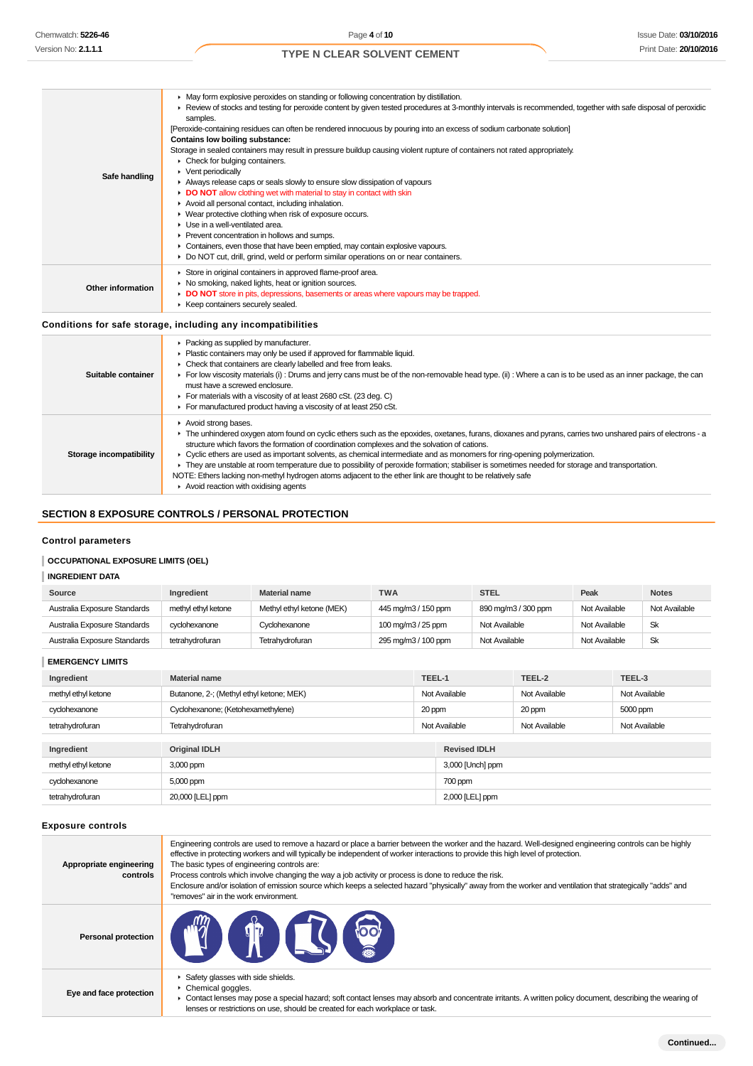| | |
|---|---|
| **Safe handling** | ▸ May form explosive peroxides on standing or following concentration by distillation.<br>▸ Review of stocks and testing for peroxide content by given tested procedures at 3-monthly intervals is recommended, together with safe disposal of peroxidic samples.<br>[Peroxide-containing residues can often be rendered innocuous by pouring into an excess of sodium carbonate solution]<br>**Contains low boiling substance:**<br>Storage in sealed containers may result in pressure buildup causing violent rupture of containers not rated appropriately.<br>▸ Check for bulging containers.<br>▸ Vent periodically<br>▸ Always release caps or seals slowly to ensure slow dissipation of vapours<br>▸ **DO NOT** allow clothing wet with material to stay in contact with skin<br>▸ Avoid all personal contact, including inhalation.<br>▸ Wear protective clothing when risk of exposure occurs.<br>▸ Use in a well-ventilated area.<br>▸ Prevent concentration in hollows and sumps.<br>▸ Containers, even those that have been emptied, may contain explosive vapours.<br>▸ Do NOT cut, drill, grind, weld or perform similar operations on or near containers. |
| **Other information** | ▸ Store in original containers in approved flame-proof area.<br>▸ No smoking, naked lights, heat or ignition sources.<br>▸ **DO NOT** store in pits, depressions, basements or areas where vapours may be trapped.<br>▸ Keep containers securely sealed. |

### Conditions for safe storage, including any incompatibilities

| | |
|---|---|
| **Suitable container** | ▸ Packing as supplied by manufacturer.<br>▸ Plastic containers may only be used if approved for flammable liquid.<br>▸ Check that containers are clearly labelled and free from leaks.<br>▸ For low viscosity materials (i) : Drums and jerry cans must be of the non-removable head type. (ii) : Where a can is to be used as an inner package, the can must have a screwed enclosure.<br>▸ For materials with a viscosity of at least 2680 cSt. (23 deg. C)<br>▸ For manufactured product having a viscosity of at least 250 cSt. |
| **Storage incompatibility** | ▸ Avoid strong bases.<br>▸ The unhindered oxygen atom found on cyclic ethers such as the epoxides, oxetanes, furans, dioxanes and pyrans, carries two unshared pairs of electrons - a structure which favors the formation of coordination complexes and the solvation of cations.<br>▸ Cyclic ethers are used as important solvents, as chemical intermediate and as monomers for ring-opening polymerization.<br>▸ They are unstable at room temperature due to possibility of peroxide formation; stabiliser is sometimes needed for storage and transportation.<br>NOTE: Ethers lacking non-methyl hydrogen atoms adjacent to the ether link are thought to be relatively safe<br>▸ Avoid reaction with oxidising agents |

## SECTION 8 EXPOSURE CONTROLS / PERSONAL PROTECTION

### Control parameters

#### OCCUPATIONAL EXPOSURE LIMITS (OEL)

#### INGREDIENT DATA

| Source | Ingredient | Material name | TWA | STEL | Peak | Notes |
|---|---|---|---|---|---|---|
| Australia Exposure Standards | methyl ethyl ketone | Methyl ethyl ketone (MEK) | 445 mg/m3 / 150 ppm | 890 mg/m3 / 300 ppm | Not Available | Not Available |
| Australia Exposure Standards | cyclohexanone | Cyclohexanone | 100 mg/m3 / 25 ppm | Not Available | Not Available | Sk |
| Australia Exposure Standards | tetrahydrofuran | Tetrahydrofuran | 295 mg/m3 / 100 ppm | Not Available | Not Available | Sk |

#### EMERGENCY LIMITS

| Ingredient | Material name | TEEL-1 | TEEL-2 | TEEL-3 |
|---|---|---|---|---|
| methyl ethyl ketone | Butanone, 2-; (Methyl ethyl ketone; MEK) | Not Available | Not Available | Not Available |
| cyclohexanone | Cyclohexanone; (Ketohexamethylene) | 20 ppm | 20 ppm | 5000 ppm |
| tetrahydrofuran | Tetrahydrofuran | Not Available | Not Available | Not Available |

| Ingredient | Original IDLH | Revised IDLH |
|---|---|---|
| methyl ethyl ketone | 3,000 ppm | 3,000 [Unch] ppm |
| cyclohexanone | 5,000 ppm | 700 ppm |
| tetrahydrofuran | 20,000 [LEL] ppm | 2,000 [LEL] ppm |

### Exposure controls

| | |
|---|---|
| **Appropriate engineering controls** | Engineering controls are used to remove a hazard or place a barrier between the worker and the hazard. Well-designed engineering controls can be highly effective in protecting workers and will typically be independent of worker interactions to provide this high level of protection.<br>The basic types of engineering controls are:<br>Process controls which involve changing the way a job activity or process is done to reduce the risk.<br>Enclosure and/or isolation of emission source which keeps a selected hazard "physically" away from the worker and ventilation that strategically "adds" and "removes" air in the work environment. |
| **Personal protection** | |
| **Eye and face protection** | ▸ Safety glasses with side shields.<br>▸ Chemical goggles.<br>▸ Contact lenses may pose a special hazard; soft contact lenses may absorb and concentrate irritants. A written policy document, describing the wearing of lenses or restrictions on use, should be created for each workplace or task. |

Continued...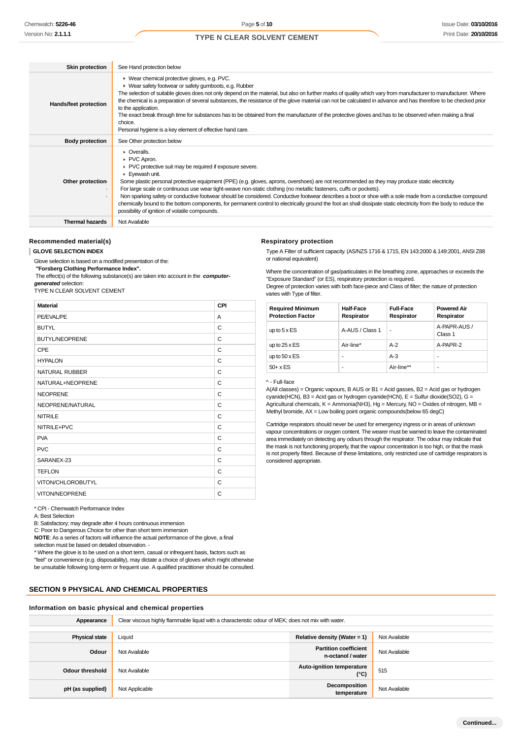| | |
|---|---|
| **Skin protection** | See Hand protection below |
| **Hands/feet protection** | ▸ Wear chemical protective gloves, e.g. PVC.<br>▸ Wear safety footwear or safety gumboots, e.g. Rubber<br>The selection of suitable gloves does not only depend on the material, but also on further marks of quality which vary from manufacturer to manufacturer. Where the chemical is a preparation of several substances, the resistance of the glove material can not be calculated in advance and has therefore to be checked prior to the application.<br>The exact break through time for substances has to be obtained from the manufacturer of the protective gloves and.has to be observed when making a final choice.<br>Personal hygiene is a key element of effective hand care. |
| **Body protection** | See Other protection below |
| **Other protection** | ▸ Overalls.<br>▸ PVC Apron.<br>▸ PVC protective suit may be required if exposure severe.<br>▸ Eyewash unit.<br>Some plastic personal protective equipment (PPE) (e.g. gloves, aprons, overshoes) are not recommended as they may produce static electricity.<br>For large scale or continuous use wear tight-weave non-static clothing (no metallic fasteners, cuffs or pockets).<br>Non sparking safety or conductive footwear should be considered. Conductive footwear describes a boot or shoe with a sole made from a conductive compound chemically bound to the bottom components, for permanent control to electrically ground the foot an shall dissipate static electricity from the body to reduce the possibility of ignition of volatile compounds. |
| **Thermal hazards** | Not Available |

### Recommended material(s)

**GLOVE SELECTION INDEX**

Glove selection is based on a modified presentation of the:
**"Forsberg Clothing Performance Index".**
The effect(s) of the following substance(s) are taken into account in the ***computer-generated*** selection:
TYPE N CLEAR SOLVENT CEMENT

| Material | CPI |
|---|---|
| PE/EVAL/PE | A |
| BUTYL | C |
| BUTYL/NEOPRENE | C |
| CPE | C |
| HYPALON | C |
| NATURAL RUBBER | C |
| NATURAL+NEOPRENE | C |
| NEOPRENE | C |
| NEOPRENE/NATURAL | C |
| NITRILE | C |
| NITRILE+PVC | C |
| PVA | C |
| PVC | C |
| SARANEX-23 | C |
| TEFLON | C |
| VITON/CHLOROBUTYL | C |
| VITON/NEOPRENE | C |

* CPI - Chemwatch Performance Index
A: Best Selection
B: Satisfactory; may degrade after 4 hours continuous immersion
C: Poor to Dangerous Choice for other than short term immersion
**NOTE**: As a series of factors will influence the actual performance of the glove, a final selection must be based on detailed observation. -
* Where the glove is to be used on a short term, casual or infrequent basis, factors such as "feel" or convenience (e.g. disposability), may dictate a choice of gloves which might otherwise be unsuitable following long-term or frequent use. A qualified practitioner should be consulted.

### Respiratory protection

Type A Filter of sufficient capacity. (AS/NZS 1716 & 1715, EN 143:2000 & 149:2001, ANSI Z88 or national equivalent)

Where the concentration of gas/particulates in the breathing zone, approaches or exceeds the "Exposure Standard" (or ES), respiratory protection is required.
Degree of protection varies with both face-piece and Class of filter; the nature of protection varies with Type of filter.

| Required Minimum Protection Factor | Half-Face Respirator | Full-Face Respirator | Powered Air Respirator |
|---|---|---|---|
| up to 5 x ES | A-AUS / Class 1 | - | A-PAPR-AUS / Class 1 |
| up to 25 x ES | Air-line* | A-2 | A-PAPR-2 |
| up to 50 x ES | - | A-3 | - |
| 50+ x ES | - | Air-line** | - |

^ - Full-face
A(All classes) = Organic vapours, B AUS or B1 = Acid gasses, B2 = Acid gas or hydrogen cyanide(HCN), B3 = Acid gas or hydrogen cyanide(HCN), E = Sulfur dioxide(SO2), G = Agricultural chemicals, K = Ammonia(NH3), Hg = Mercury, NO = Oxides of nitrogen, MB = Methyl bromide, AX = Low boiling point organic compounds(below 65 degC)

Cartridge respirators should never be used for emergency ingress or in areas of unknown vapour concentrations or oxygen content. The wearer must be warned to leave the contaminated area immediately on detecting any odours through the respirator. The odour may indicate that the mask is not functioning properly, that the vapour concentration is too high, or that the mask is not properly fitted. Because of these limitations, only restricted use of cartridge respirators is considered appropriate.

## SECTION 9 PHYSICAL AND CHEMICAL PROPERTIES

### Information on basic physical and chemical properties

| | | | |
|---|---|---|---|
| **Appearance** | Clear viscous highly flammable liquid with a characteristic odour of MEK; does not mix with water. | | |
| **Physical state** | Liquid | **Relative density (Water = 1)** | Not Available |
| **Odour** | Not Available | **Partition coefficient n-octanol / water** | Not Available |
| **Odour threshold** | Not Available | **Auto-ignition temperature (°C)** | 515 |
| **pH (as supplied)** | Not Applicable | **Decomposition temperature** | Not Available |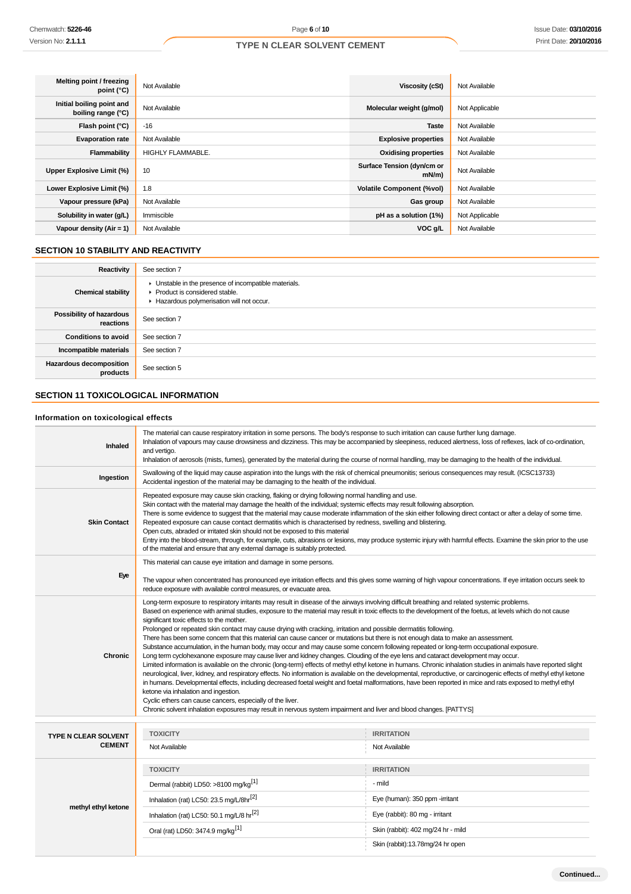| | | | |
|---|---|---|---|
| **Melting point / freezing point (°C)** | Not Available | **Viscosity (cSt)** | Not Available |
| **Initial boiling point and boiling range (°C)** | Not Available | **Molecular weight (g/mol)** | Not Applicable |
| **Flash point (°C)** | -16 | **Taste** | Not Available |
| **Evaporation rate** | Not Available | **Explosive properties** | Not Available |
| **Flammability** | HIGHLY FLAMMABLE. | **Oxidising properties** | Not Available |
| **Upper Explosive Limit (%)** | 10 | **Surface Tension (dyn/cm or mN/m)** | Not Available |
| **Lower Explosive Limit (%)** | 1.8 | **Volatile Component (%vol)** | Not Available |
| **Vapour pressure (kPa)** | Not Available | **Gas group** | Not Available |
| **Solubility in water (g/L)** | Immiscible | **pH as a solution (1%)** | Not Applicable |
| **Vapour density (Air = 1)** | Not Available | **VOC g/L** | Not Available |

## SECTION 10 STABILITY AND REACTIVITY

| | |
|---|---|
| **Reactivity** | See section 7 |
| **Chemical stability** | ▸ Unstable in the presence of incompatible materials.<br>▸ Product is considered stable.<br>▸ Hazardous polymerisation will not occur. |
| **Possibility of hazardous reactions** | See section 7 |
| **Conditions to avoid** | See section 7 |
| **Incompatible materials** | See section 7 |
| **Hazardous decomposition products** | See section 5 |

## SECTION 11 TOXICOLOGICAL INFORMATION

### Information on toxicological effects

| | |
|---|---|
| **Inhaled** | The material can cause respiratory irritation in some persons. The body's response to such irritation can cause further lung damage.<br>Inhalation of vapours may cause drowsiness and dizziness. This may be accompanied by sleepiness, reduced alertness, loss of reflexes, lack of co-ordination, and vertigo.<br>Inhalation of aerosols (mists, fumes), generated by the material during the course of normal handling, may be damaging to the health of the individual. |
| **Ingestion** | Swallowing of the liquid may cause aspiration into the lungs with the risk of chemical pneumonitis; serious consequences may result. (ICSC13733)<br>Accidental ingestion of the material may be damaging to the health of the individual. |
| **Skin Contact** | Repeated exposure may cause skin cracking, flaking or drying following normal handling and use.<br>Skin contact with the material may damage the health of the individual; systemic effects may result following absorption.<br>There is some evidence to suggest that the material may cause moderate inflammation of the skin either following direct contact or after a delay of some time. Repeated exposure can cause contact dermatitis which is characterised by redness, swelling and blistering.<br>Open cuts, abraded or irritated skin should not be exposed to this material<br>Entry into the blood-stream, through, for example, cuts, abrasions or lesions, may produce systemic injury with harmful effects. Examine the skin prior to the use of the material and ensure that any external damage is suitably protected. |
| **Eye** | This material can cause eye irritation and damage in some persons.<br><br>The vapour when concentrated has pronounced eye irritation effects and this gives some warning of high vapour concentrations. If eye irritation occurs seek to reduce exposure with available control measures, or evacuate area. |
| **Chronic** | Long-term exposure to respiratory irritants may result in disease of the airways involving difficult breathing and related systemic problems.<br>Based on experience with animal studies, exposure to the material may result in toxic effects to the development of the foetus, at levels which do not cause significant toxic effects to the mother.<br>Prolonged or repeated skin contact may cause drying with cracking, irritation and possible dermatitis following.<br>There has been some concern that this material can cause cancer or mutations but there is not enough data to make an assessment.<br>Substance accumulation, in the human body, may occur and may cause some concern following repeated or long-term occupational exposure.<br>Long term cyclohexanone exposure may cause liver and kidney changes. Clouding of the eye lens and cataract development may occur.<br>Limited information is available on the chronic (long-term) effects of methyl ethyl ketone in humans. Chronic inhalation studies in animals have reported slight neurological, liver, kidney, and respiratory effects. No information is available on the developmental, reproductive, or carcinogenic effects of methyl ethyl ketone in humans. Developmental effects, including decreased foetal weight and foetal malformations, have been reported in mice and rats exposed to methyl ethyl ketone via inhalation and ingestion.<br>Cyclic ethers can cause cancers, especially of the liver.<br>Chronic solvent inhalation exposures may result in nervous system impairment and liver and blood changes. [PATTYS] |

| | TOXICITY | IRRITATION |
|---|---|---|
| **TYPE N CLEAR SOLVENT CEMENT** | Not Available | Not Available |
| **methyl ethyl ketone** | **TOXICITY** | **IRRITATION** |
| | Dermal (rabbit) LD50: >8100 mg/kg[1] | - mild |
| | Inhalation (rat) LC50: 23.5 mg/L/8hr[2] | Eye (human): 350 ppm -irritant |
| | Inhalation (rat) LC50: 50.1 mg/L/8 hr[2] | Eye (rabbit): 80 mg - irritant |
| | Oral (rat) LD50: 3474.9 mg/kg[1] | Skin (rabbit): 402 mg/24 hr - mild |
| | | Skin (rabbit):13.78mg/24 hr open |

Continued...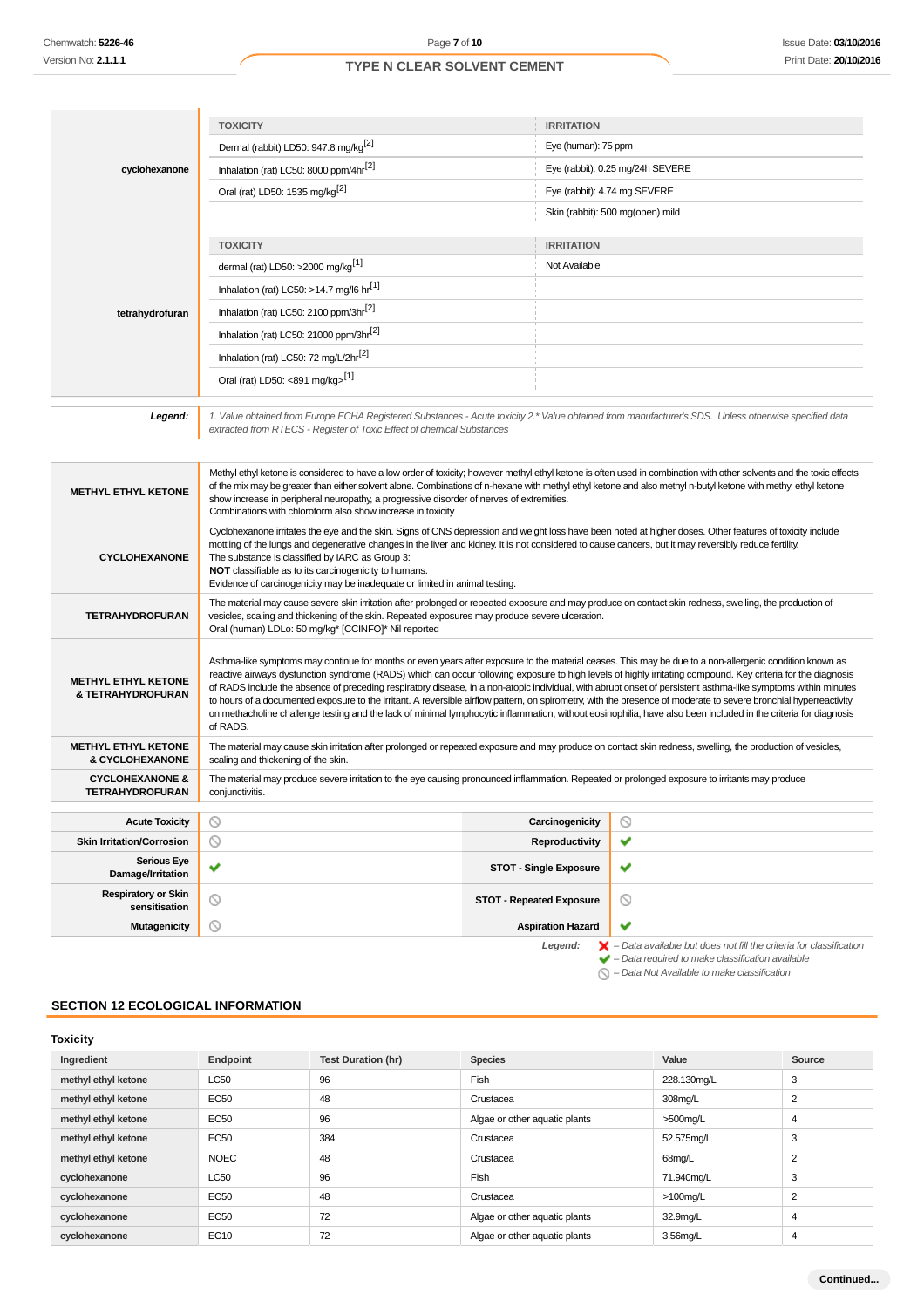| | TOXICITY | IRRITATION |
|---|---|---|
| cyclohexanone | Dermal (rabbit) LD50: 947.8 mg/kg[2] | Eye (human): 75 ppm |
| | Inhalation (rat) LC50: 8000 ppm/4hr[2] | Eye (rabbit): 0.25 mg/24h SEVERE |
| | Oral (rat) LD50: 1535 mg/kg[2] | Eye (rabbit): 4.74 mg SEVERE |
| | | Skin (rabbit): 500 mg(open) mild |

| | TOXICITY | IRRITATION |
|---|---|---|
| tetrahydrofuran | dermal (rat) LD50: >2000 mg/kg[1] | Not Available |
| | Inhalation (rat) LC50: >14.7 mg/l6 hr[1] | |
| | Inhalation (rat) LC50: 2100 ppm/3hr[2] | |
| | Inhalation (rat) LC50: 21000 ppm/3hr[2] | |
| | Inhalation (rat) LC50: 72 mg/L/2hr[2] | |
| | Oral (rat) LD50: <891 mg/kg>[1] | |

**Legend:** *1. Value obtained from Europe ECHA Registered Substances - Acute toxicity 2.* Value obtained from manufacturer's SDS. Unless otherwise specified data extracted from RTECS - Register of Toxic Effect of chemical Substances*

| | |
|---|---|
| **METHYL ETHYL KETONE** | Methyl ethyl ketone is considered to have a low order of toxicity; however methyl ethyl ketone is often used in combination with other solvents and the toxic effects of the mix may be greater than either solvent alone. Combinations of n-hexane with methyl ethyl ketone and also methyl n-butyl ketone with methyl ethyl ketone show increase in peripheral neuropathy, a progressive disorder of nerves of extremities.<br>Combinations with chloroform also show increase in toxicity |
| **CYCLOHEXANONE** | Cyclohexanone irritates the eye and the skin. Signs of CNS depression and weight loss have been noted at higher doses. Other features of toxicity include mottling of the lungs and degenerative changes in the liver and kidney. It is not considered to cause cancers, but it may reversibly reduce fertility.<br>The substance is classified by IARC as Group 3:<br>**NOT** classifiable as to its carcinogenicity to humans.<br>Evidence of carcinogenicity may be inadequate or limited in animal testing. |
| **TETRAHYDROFURAN** | The material may cause severe skin irritation after prolonged or repeated exposure and may produce on contact skin redness, swelling, the production of vesicles, scaling and thickening of the skin. Repeated exposures may produce severe ulceration.<br>Oral (human) LDLo: 50 mg/kg* [CCINFO]* Nil reported |
| **METHYL ETHYL KETONE & TETRAHYDROFURAN** | Asthma-like symptoms may continue for months or even years after exposure to the material ceases. This may be due to a non-allergenic condition known as reactive airways dysfunction syndrome (RADS) which can occur following exposure to high levels of highly irritating compound. Key criteria for the diagnosis of RADS include the absence of preceding respiratory disease, in a non-atopic individual, with abrupt onset of persistent asthma-like symptoms within minutes to hours of a documented exposure to the irritant. A reversible airflow pattern, on spirometry, with the presence of moderate to severe bronchial hyperreactivity on methacholine challenge testing and the lack of minimal lymphocytic inflammation, without eosinophilia, have also been included in the criteria for diagnosis of RADS. |
| **METHYL ETHYL KETONE & CYCLOHEXANONE** | The material may cause skin irritation after prolonged or repeated exposure and may produce on contact skin redness, swelling, the production of vesicles, scaling and thickening of the skin. |
| **CYCLOHEXANONE & TETRAHYDROFURAN** | The material may produce severe irritation to the eye causing pronounced inflammation. Repeated or prolonged exposure to irritants may produce conjunctivitis. |

| | | | |
|---|---|---|---|
| **Acute Toxicity** | ⃠ | **Carcinogenicity** | ⃠ |
| **Skin Irritation/Corrosion** | ⃠ | **Reproductivity** | ✔ |
| **Serious Eye Damage/Irritation** | ✔ | **STOT - Single Exposure** | ✔ |
| **Respiratory or Skin sensitisation** | ⃠ | **STOT - Repeated Exposure** | ⃠ |
| **Mutagenicity** | ⃠ | **Aspiration Hazard** | ✔ |

*Legend:*
- ✘ – *Data available but does not fill the criteria for classification*
- ✔ – *Data required to make classification available*
- ⃠ – *Data Not Available to make classification*

## SECTION 12 ECOLOGICAL INFORMATION

### Toxicity

| Ingredient | Endpoint | Test Duration (hr) | Species | Value | Source |
|---|---|---|---|---|---|
| methyl ethyl ketone | LC50 | 96 | Fish | 228.130mg/L | 3 |
| methyl ethyl ketone | EC50 | 48 | Crustacea | 308mg/L | 2 |
| methyl ethyl ketone | EC50 | 96 | Algae or other aquatic plants | >500mg/L | 4 |
| methyl ethyl ketone | EC50 | 384 | Crustacea | 52.575mg/L | 3 |
| methyl ethyl ketone | NOEC | 48 | Crustacea | 68mg/L | 2 |
| cyclohexanone | LC50 | 96 | Fish | 71.940mg/L | 3 |
| cyclohexanone | EC50 | 48 | Crustacea | >100mg/L | 2 |
| cyclohexanone | EC50 | 72 | Algae or other aquatic plants | 32.9mg/L | 4 |
| cyclohexanone | EC10 | 72 | Algae or other aquatic plants | 3.56mg/L | 4 |

**Continued...**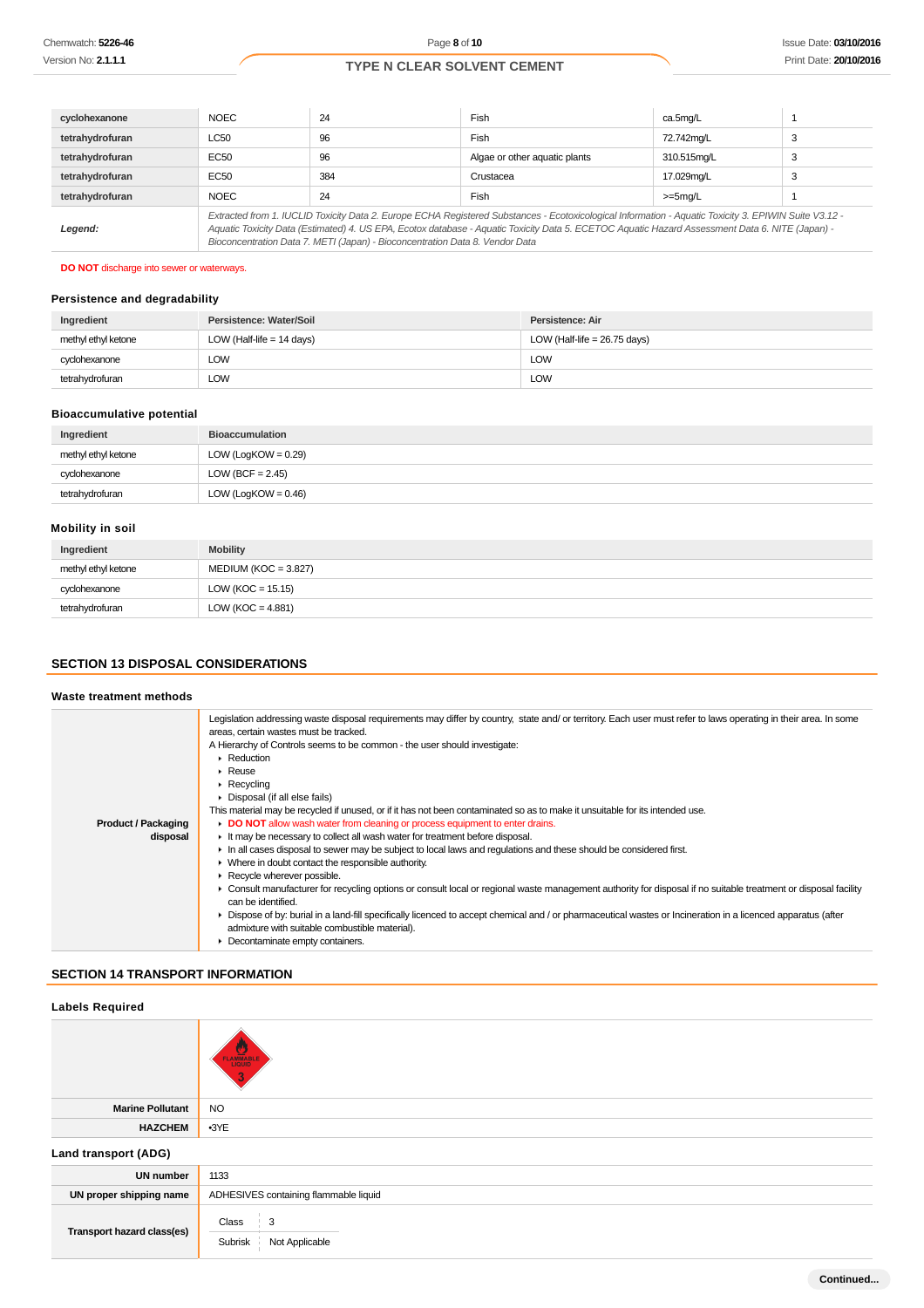| cyclohexanone | NOEC | 24 | Fish | ca.5mg/L | 1 |
|---|---|---|---|---|---|
| tetrahydrofuran | LC50 | 96 | Fish | 72.742mg/L | 3 |
| tetrahydrofuran | EC50 | 96 | Algae or other aquatic plants | 310.515mg/L | 3 |
| tetrahydrofuran | EC50 | 384 | Crustacea | 17.029mg/L | 3 |
| tetrahydrofuran | NOEC | 24 | Fish | >=5mg/L | 1 |
| ***Legend:*** | *Extracted from 1. IUCLID Toxicity Data 2. Europe ECHA Registered Substances - Ecotoxicological Information - Aquatic Toxicity 3. EPIWIN Suite V3.12 - Aquatic Toxicity Data (Estimated) 4. US EPA, Ecotox database - Aquatic Toxicity Data 5. ECETOC Aquatic Hazard Assessment Data 6. NITE (Japan) - Bioconcentration Data 7. METI (Japan) - Bioconcentration Data 8. Vendor Data* | | | | |

**DO NOT** discharge into sewer or waterways.

### Persistence and degradability

| Ingredient | Persistence: Water/Soil | Persistence: Air |
|---|---|---|
| methyl ethyl ketone | LOW (Half-life = 14 days) | LOW (Half-life = 26.75 days) |
| cyclohexanone | LOW | LOW |
| tetrahydrofuran | LOW | LOW |

### Bioaccumulative potential

| Ingredient | Bioaccumulation |
|---|---|
| methyl ethyl ketone | LOW (LogKOW = 0.29) |
| cyclohexanone | LOW (BCF = 2.45) |
| tetrahydrofuran | LOW (LogKOW = 0.46) |

### Mobility in soil

| Ingredient | Mobility |
|---|---|
| methyl ethyl ketone | MEDIUM (KOC = 3.827) |
| cyclohexanone | LOW (KOC = 15.15) |
| tetrahydrofuran | LOW (KOC = 4.881) |

## SECTION 13 DISPOSAL CONSIDERATIONS

### Waste treatment methods

**Product / Packaging disposal**

Legislation addressing waste disposal requirements may differ by country, state and/ or territory. Each user must refer to laws operating in their area. In some areas, certain wastes must be tracked.

A Hierarchy of Controls seems to be common - the user should investigate:

- Reduction
- Reuse
- Recycling
- Disposal (if all else fails)

This material may be recycled if unused, or if it has not been contaminated so as to make it unsuitable for its intended use.

- **DO NOT** allow wash water from cleaning or process equipment to enter drains.
- It may be necessary to collect all wash water for treatment before disposal.
- In all cases disposal to sewer may be subject to local laws and regulations and these should be considered first.
- Where in doubt contact the responsible authority.
- Recycle wherever possible.
- Consult manufacturer for recycling options or consult local or regional waste management authority for disposal if no suitable treatment or disposal facility can be identified.
- Dispose of by: burial in a land-fill specifically licenced to accept chemical and / or pharmaceutical wastes or Incineration in a licenced apparatus (after admixture with suitable combustible material).
- Decontaminate empty containers.

## SECTION 14 TRANSPORT INFORMATION

### Labels Required

| | |
|---|---|
| | FLAMMABLE LIQUID 3 |
| **Marine Pollutant** | NO |
| **HAZCHEM** | •3YE |

### Land transport (ADG)

| | |
|---|---|
| **UN number** | 1133 |
| **UN proper shipping name** | ADHESIVES containing flammable liquid |
| **Transport hazard class(es)** | Class: 3; Subrisk: Not Applicable |

Continued...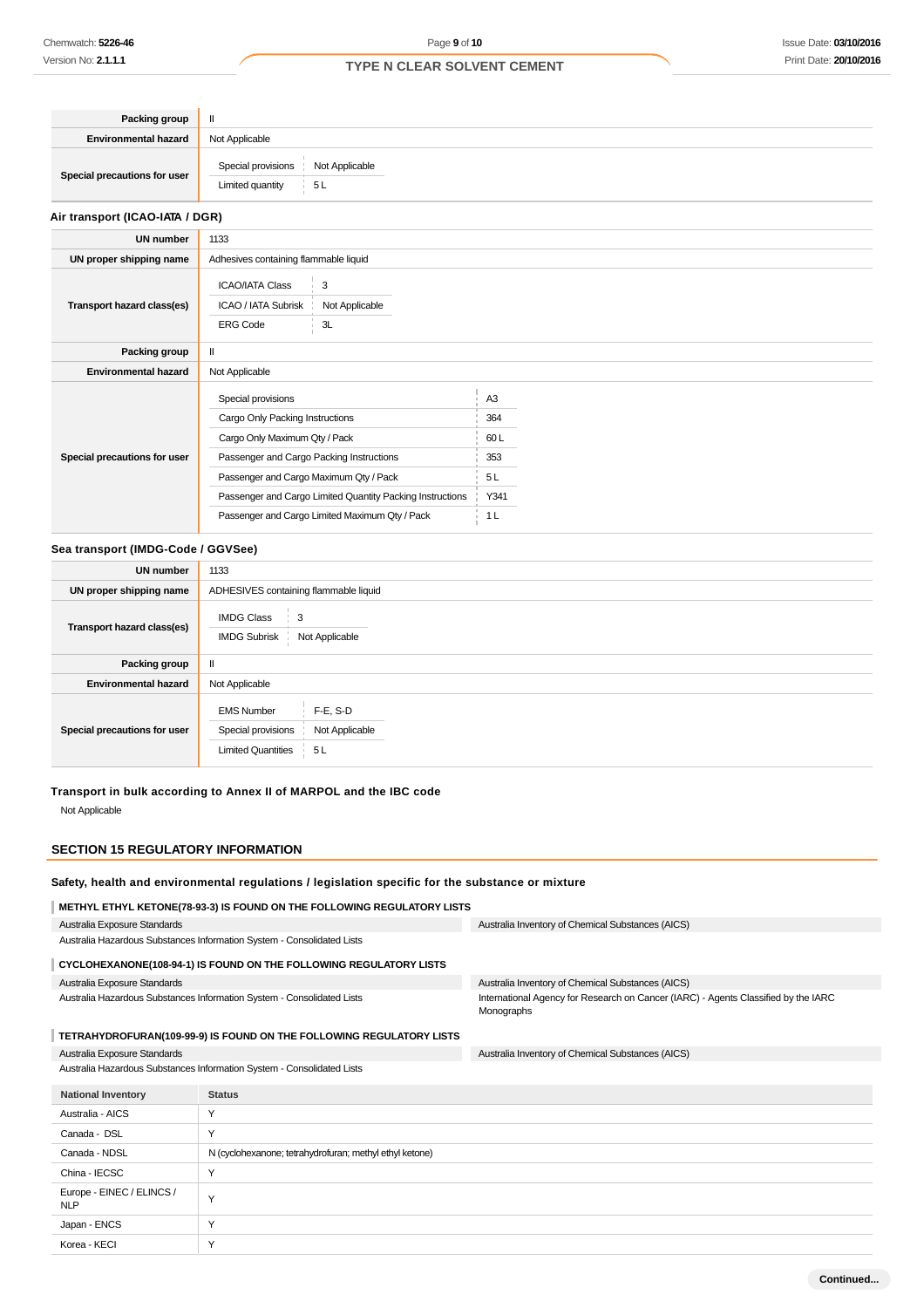| | |
|---|---|
| **Packing group** | II |
| **Environmental hazard** | Not Applicable |
| **Special precautions for user** | Special provisions: Not Applicable<br>Limited quantity: 5 L |

### Air transport (ICAO-IATA / DGR)

| | |
|---|---|
| **UN number** | 1133 |
| **UN proper shipping name** | Adhesives containing flammable liquid |
| **Transport hazard class(es)** | ICAO/IATA Class: 3<br>ICAO / IATA Subrisk: Not Applicable<br>ERG Code: 3L |
| **Packing group** | II |
| **Environmental hazard** | Not Applicable |
| **Special precautions for user** | Special provisions: A3<br>Cargo Only Packing Instructions: 364<br>Cargo Only Maximum Qty / Pack: 60 L<br>Passenger and Cargo Packing Instructions: 353<br>Passenger and Cargo Maximum Qty / Pack: 5 L<br>Passenger and Cargo Limited Quantity Packing Instructions: Y341<br>Passenger and Cargo Limited Maximum Qty / Pack: 1 L |

### Sea transport (IMDG-Code / GGVSee)

| | |
|---|---|
| **UN number** | 1133 |
| **UN proper shipping name** | ADHESIVES containing flammable liquid |
| **Transport hazard class(es)** | IMDG Class: 3<br>IMDG Subrisk: Not Applicable |
| **Packing group** | II |
| **Environmental hazard** | Not Applicable |
| **Special precautions for user** | EMS Number: F-E, S-D<br>Special provisions: Not Applicable<br>Limited Quantities: 5 L |

### Transport in bulk according to Annex II of MARPOL and the IBC code

Not Applicable

## SECTION 15 REGULATORY INFORMATION

### Safety, health and environmental regulations / legislation specific for the substance or mixture

**METHYL ETHYL KETONE(78-93-3) IS FOUND ON THE FOLLOWING REGULATORY LISTS**

| | |
|---|---|
| Australia Exposure Standards | Australia Inventory of Chemical Substances (AICS) |
| Australia Hazardous Substances Information System - Consolidated Lists | |

**CYCLOHEXANONE(108-94-1) IS FOUND ON THE FOLLOWING REGULATORY LISTS**

| | |
|---|---|
| Australia Exposure Standards | Australia Inventory of Chemical Substances (AICS) |
| Australia Hazardous Substances Information System - Consolidated Lists | International Agency for Research on Cancer (IARC) - Agents Classified by the IARC Monographs |

**TETRAHYDROFURAN(109-99-9) IS FOUND ON THE FOLLOWING REGULATORY LISTS**

| | |
|---|---|
| Australia Exposure Standards | Australia Inventory of Chemical Substances (AICS) |
| Australia Hazardous Substances Information System - Consolidated Lists | |

| National Inventory | Status |
|---|---|
| Australia - AICS | Y |
| Canada - DSL | Y |
| Canada - NDSL | N (cyclohexanone; tetrahydrofuran; methyl ethyl ketone) |
| China - IECSC | Y |
| Europe - EINEC / ELINCS / NLP | Y |
| Japan - ENCS | Y |
| Korea - KECI | Y |

Continued...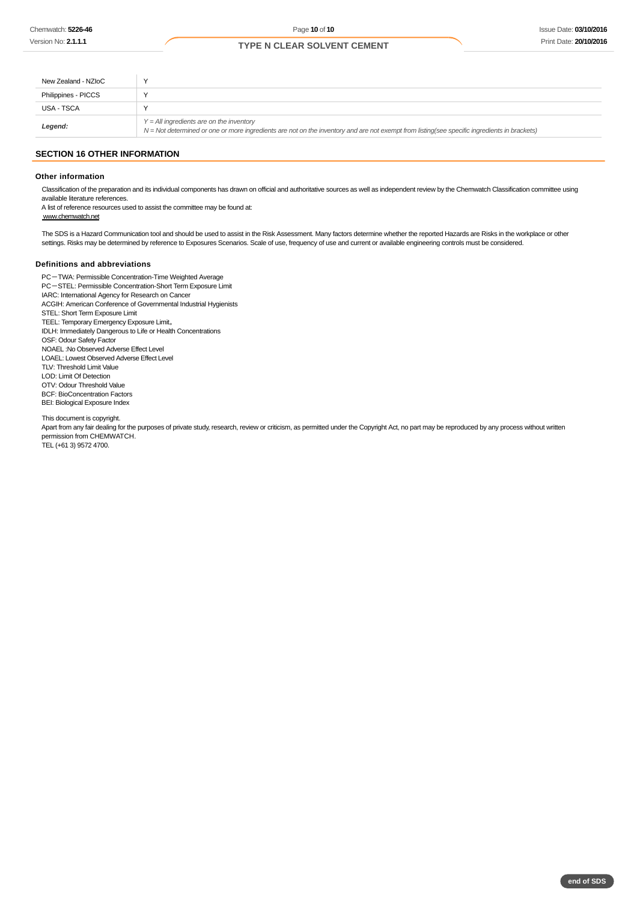| | |
|---|---|
| New Zealand - NZIoC | Y |
| Philippines - PICCS | Y |
| USA - TSCA | Y |
| ***Legend:*** | *Y = All ingredients are on the inventory*<br>*N = Not determined or one or more ingredients are not on the inventory and are not exempt from listing(see specific ingredients in brackets)* |

## SECTION 16 OTHER INFORMATION

### Other information

Classification of the preparation and its individual components has drawn on official and authoritative sources as well as independent review by the Chemwatch Classification committee using available literature references.
A list of reference resources used to assist the committee may be found at:
www.chemwatch.net

The SDS is a Hazard Communication tool and should be used to assist in the Risk Assessment. Many factors determine whether the reported Hazards are Risks in the workplace or other settings. Risks may be determined by reference to Exposures Scenarios. Scale of use, frequency of use and current or available engineering controls must be considered.

### Definitions and abbreviations

PC－TWA: Permissible Concentration-Time Weighted Average
PC－STEL: Permissible Concentration-Short Term Exposure Limit
IARC: International Agency for Research on Cancer
ACGIH: American Conference of Governmental Industrial Hygienists
STEL: Short Term Exposure Limit
TEEL: Temporary Emergency Exposure Limit。
IDLH: Immediately Dangerous to Life or Health Concentrations
OSF: Odour Safety Factor
NOAEL :No Observed Adverse Effect Level
LOAEL: Lowest Observed Adverse Effect Level
TLV: Threshold Limit Value
LOD: Limit Of Detection
OTV: Odour Threshold Value
BCF: BioConcentration Factors
BEI: Biological Exposure Index

This document is copyright.
Apart from any fair dealing for the purposes of private study, research, review or criticism, as permitted under the Copyright Act, no part may be reproduced by any process without written permission from CHEMWATCH.
TEL (+61 3) 9572 4700.

**end of SDS**